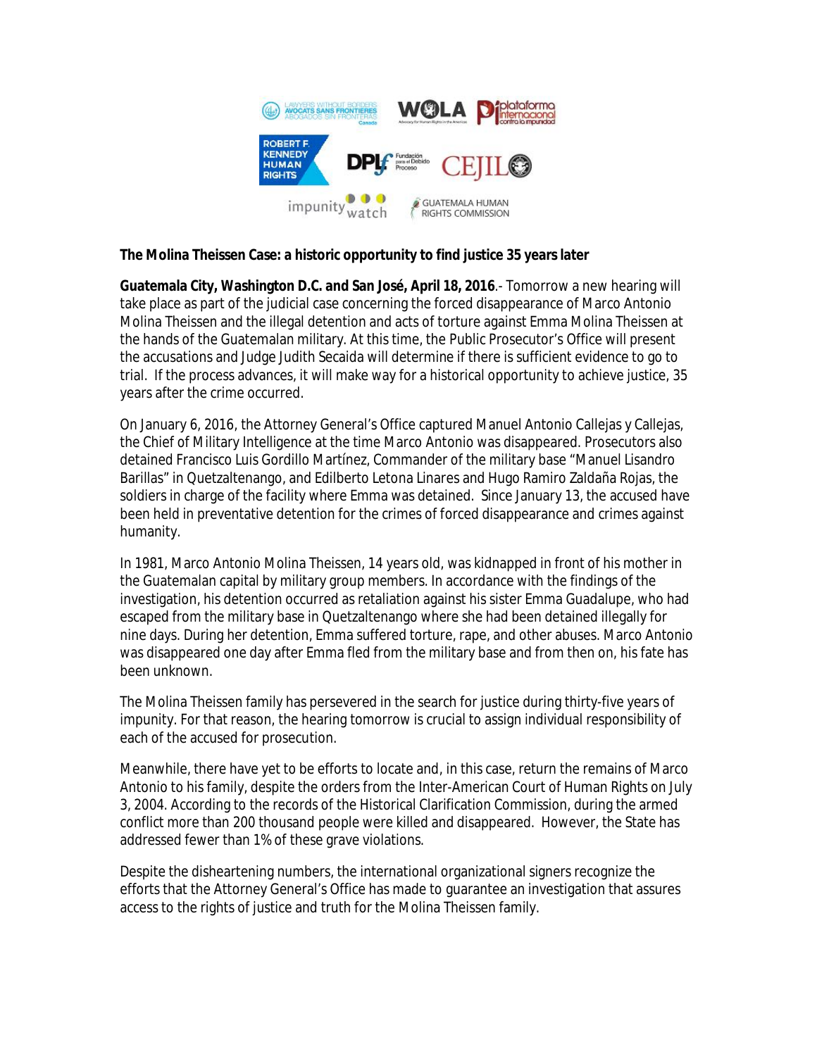**The Molina Theissen Case: a historic opportunity to find justice 35 years later**

**Guatemala City, Washington D.C. and San José, April 18, 2016**.- Tomorrow a new hearing will take place as part of the judicial case concerning the forced disappearance of Marco Antonio Molina Theissen and the illegal detention and acts of torture against Emma Molina Theissen at the hands of the Guatemalan military. At this time, the Public Prosecutor's Office will present the accusations and Judge Judith Secaida will determine if there is sufficient evidence to go to trial. If the process advances, it will make way for a historical opportunity to achieve justice, 35 years after the crime occurred.

On January 6, 2016, the Attorney General's Office captured Manuel Antonio Callejas y Callejas, the Chief of Military Intelligence at the time Marco Antonio was disappeared. Prosecutors also detained Francisco Luis Gordillo Martínez, Commander of the military base "Manuel Lisandro Barillas" in Quetzaltenango, and Edilberto Letona Linares and Hugo Ramiro Zaldaña Rojas, the soldiers in charge of the facility where Emma was detained. Since January 13, the accused have been held in preventative detention for the crimes of forced disappearance and crimes against humanity.

In 1981, Marco Antonio Molina Theissen, 14 years old, was kidnapped in front of his mother in the Guatemalan capital by military group members. In accordance with the findings of the investigation, his detention occurred as retaliation against his sister Emma Guadalupe, who had escaped from the military base in Quetzaltenango where she had been detained illegally for nine days. During her detention, Emma suffered torture, rape, and other abuses. Marco Antonio was disappeared one day after Emma fled from the military base and from then on, his fate has been unknown.

The Molina Theissen family has persevered in the search for justice during thirty-five years of impunity. For that reason, the hearing tomorrow is crucial to assign individual responsibility of each of the accused for prosecution.

Meanwhile, there have yet to be efforts to locate and, in this case, return the remains of Marco Antonio to his family, despite the orders from the Inter-American Court of Human Rights on July 3, 2004. According to the records of the Historical Clarification Commission, during the armed conflict more than 200 thousand people were killed and disappeared. However, the State has addressed fewer than 1% of these grave violations.

Despite the disheartening numbers, the international organizational signers recognize the efforts that the Attorney General's Office has made to guarantee an investigation that assures access to the rights of justice and truth for the Molina Theissen family.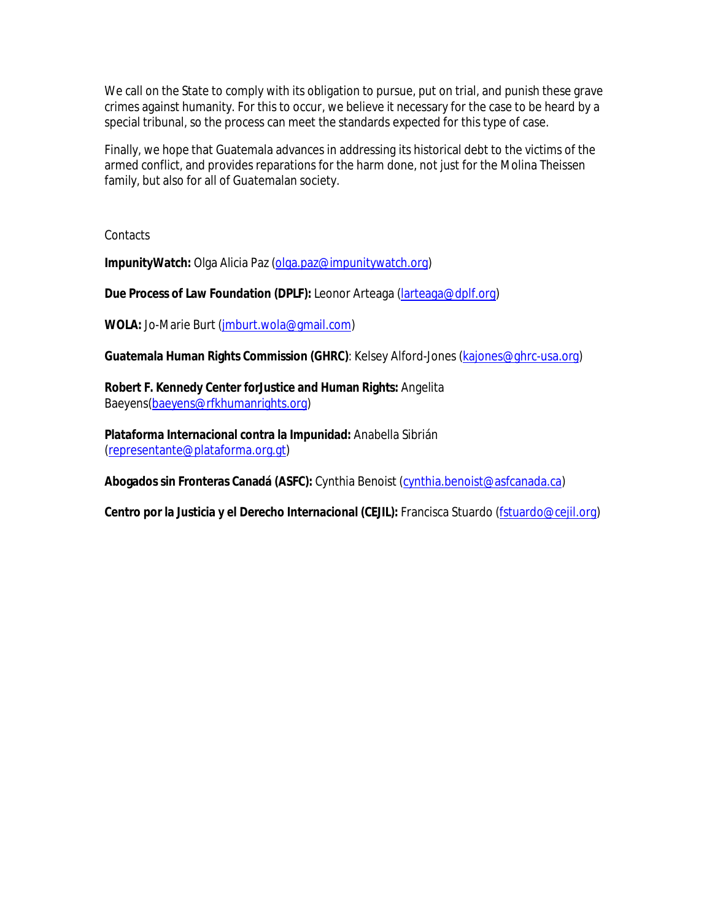We call on the State to comply with its obligation to pursue, put on trial, and punish these grave crimes against humanity. For this to occur, we believe it necessary for the case to be heard by a special tribunal, so the process can meet the standards expected for this type of case.

Finally, we hope that Guatemala advances in addressing its historical debt to the victims of the armed conflict, and provides reparations for the harm done, not just for the Molina Theissen family, but also for all of Guatemalan society.

Contacts

**ImpunityWatch:** Olga Alicia Paz (olga.paz@impunitywatch.org)

**Due Process of Law Foundation (DPLF):** Leonor Arteaga (larteaga@dplf.org)

**WOLA:** Jo-Marie Burt (jmburt.wola@gmail.com)

**Guatemala Human Rights Commission (GHRC)**: Kelsey Alford-Jones (kajones@ghrc-usa.org)

**Robert F. Kennedy Center forJustice and Human Rights:** Angelita Baeyens(baeyens@rfkhumanrights.org)

**Plataforma Internacional contra la Impunidad:** Anabella Sibrián (representante@plataforma.org.gt)

**Abogados sin Fronteras Canadá (ASFC):** Cynthia Benoist (cynthia.benoist@asfcanada.ca)

**Centro por la Justicia y el Derecho Internacional (CEJIL):** Francisca Stuardo (fstuardo@cejil.org)